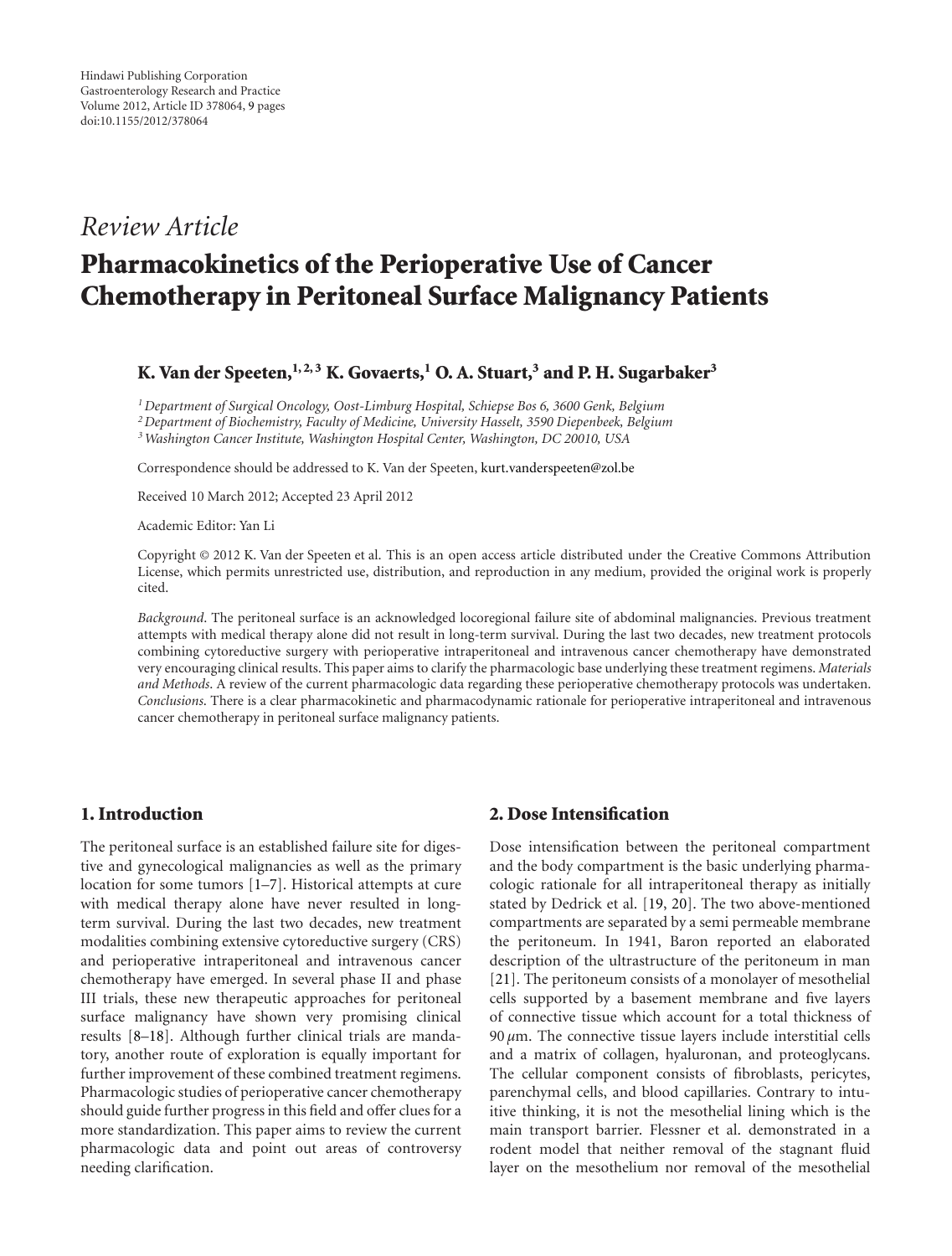Hindawi Publishing Corporation
Gastroenterology Research and Practice
Volume 2012, Article ID 378064, 9 pages
doi:10.1155/2012/378064

*Review Article*

# Pharmacokinetics of the Perioperative Use of Cancer Chemotherapy in Peritoneal Surface Malignancy Patients

**K. Van der Speeten,[1,2,3] K. Govaerts,[1] O. A. Stuart,[3] and P. H. Sugarbaker[3]**

[1] *Department of Surgical Oncology, Oost-Limburg Hospital, Schiepse Bos 6, 3600 Genk, Belgium*
[2] *Department of Biochemistry, Faculty of Medicine, University Hasselt, 3590 Diepenbeek, Belgium*
[3] *Washington Cancer Institute, Washington Hospital Center, Washington, DC 20010, USA*

Correspondence should be addressed to K. Van der Speeten, kurt.vanderspeeten@zol.be

Received 10 March 2012; Accepted 23 April 2012

Academic Editor: Yan Li

Copyright © 2012 K. Van der Speeten et al. This is an open access article distributed under the Creative Commons Attribution License, which permits unrestricted use, distribution, and reproduction in any medium, provided the original work is properly cited.

*Background*. The peritoneal surface is an acknowledged locoregional failure site of abdominal malignancies. Previous treatment attempts with medical therapy alone did not result in long-term survival. During the last two decades, new treatment protocols combining cytoreductive surgery with perioperative intraperitoneal and intravenous cancer chemotherapy have demonstrated very encouraging clinical results. This paper aims to clarify the pharmacologic base underlying these treatment regimens. *Materials and Methods*. A review of the current pharmacologic data regarding these perioperative chemotherapy protocols was undertaken. *Conclusions*. There is a clear pharmacokinetic and pharmacodynamic rationale for perioperative intraperitoneal and intravenous cancer chemotherapy in peritoneal surface malignancy patients.

## 1. Introduction

The peritoneal surface is an established failure site for digestive and gynecological malignancies as well as the primary location for some tumors [1–7]. Historical attempts at cure with medical therapy alone have never resulted in long-term survival. During the last two decades, new treatment modalities combining extensive cytoreductive surgery (CRS) and perioperative intraperitoneal and intravenous cancer chemotherapy have emerged. In several phase II and phase III trials, these new therapeutic approaches for peritoneal surface malignancy have shown very promising clinical results [8–18]. Although further clinical trials are mandatory, another route of exploration is equally important for further improvement of these combined treatment regimens. Pharmacologic studies of perioperative cancer chemotherapy should guide further progress in this field and offer clues for a more standardization. This paper aims to review the current pharmacologic data and point out areas of controversy needing clarification.

## 2. Dose Intensification

Dose intensification between the peritoneal compartment and the body compartment is the basic underlying pharmacologic rationale for all intraperitoneal therapy as initially stated by Dedrick et al. [19, 20]. The two above-mentioned compartments are separated by a semi permeable membrane the peritoneum. In 1941, Baron reported an elaborated description of the ultrastructure of the peritoneum in man [21]. The peritoneum consists of a monolayer of mesothelial cells supported by a basement membrane and five layers of connective tissue which account for a total thickness of 90 $\mu$m. The connective tissue layers include interstitial cells and a matrix of collagen, hyaluronan, and proteoglycans. The cellular component consists of fibroblasts, pericytes, parenchymal cells, and blood capillaries. Contrary to intuitive thinking, it is not the mesothelial lining which is the main transport barrier. Flessner et al. demonstrated in a rodent model that neither removal of the stagnant fluid layer on the mesothelium nor removal of the mesothelial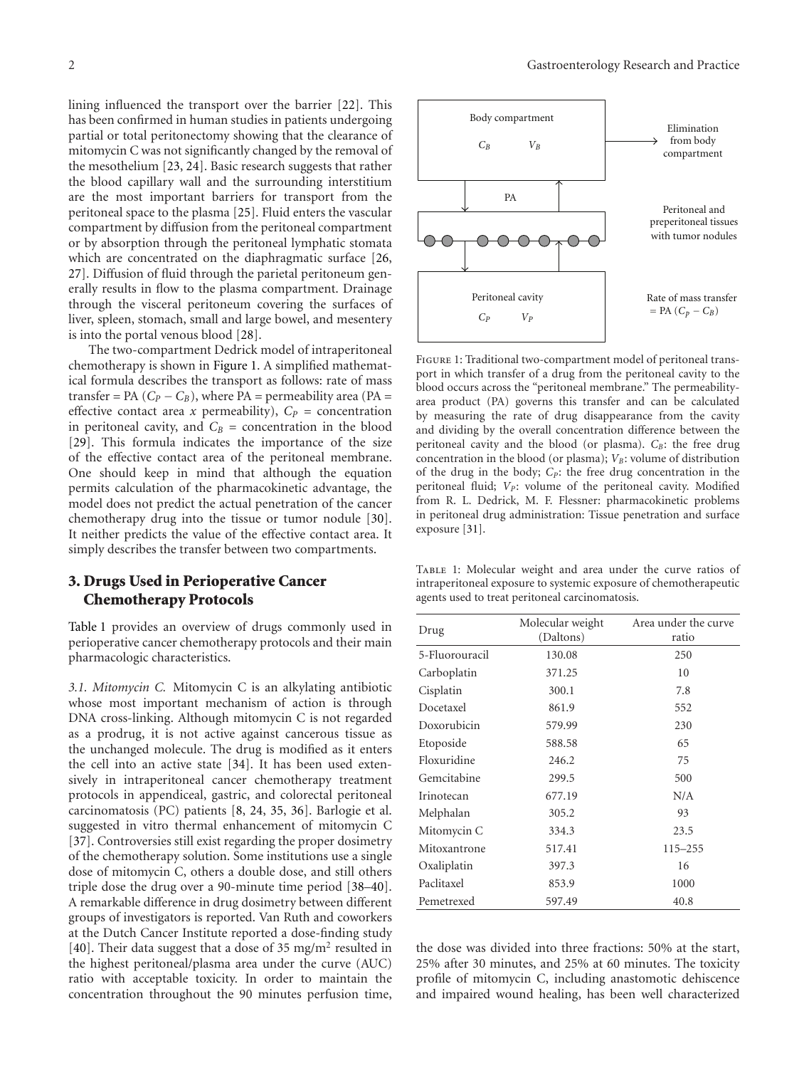lining influenced the transport over the barrier [22]. This has been confirmed in human studies in patients undergoing partial or total peritonectomy showing that the clearance of mitomycin C was not significantly changed by the removal of the mesothelium [23, 24]. Basic research suggests that rather the blood capillary wall and the surrounding interstitium are the most important barriers for transport from the peritoneal space to the plasma [25]. Fluid enters the vascular compartment by diffusion from the peritoneal compartment or by absorption through the peritoneal lymphatic stomata which are concentrated on the diaphragmatic surface [26, 27]. Diffusion of fluid through the parietal peritoneum generally results in flow to the plasma compartment. Drainage through the visceral peritoneum covering the surfaces of liver, spleen, stomach, small and large bowel, and mesentery is into the portal venous blood [28].

The two-compartment Dedrick model of intraperitoneal chemotherapy is shown in Figure 1. A simplified mathematical formula describes the transport as follows: rate of mass transfer = PA ($C_P - C_B$), where PA = permeability area (PA = effective contact area *x* permeability), $C_P$ = concentration in peritoneal cavity, and $C_B$ = concentration in the blood [29]. This formula indicates the importance of the size of the effective contact area of the peritoneal membrane. One should keep in mind that although the equation permits calculation of the pharmacokinetic advantage, the model does not predict the actual penetration of the cancer chemotherapy drug into the tissue or tumor nodule [30]. It neither predicts the value of the effective contact area. It simply describes the transfer between two compartments.

Body compartment

$C_B$ $V_B$

Elimination from body compartment

PA

Peritoneal and preperitoneal tissues with tumor nodules

Peritoneal cavity

$C_P$ $V_P$

Rate of mass transfer = PA ($C_P - C_B$)

Figure 1: Traditional two-compartment model of peritoneal transport in which transfer of a drug from the peritoneal cavity to the blood occurs across the "peritoneal membrane." The permeability-area product (PA) governs this transfer and can be calculated by measuring the rate of drug disappearance from the cavity and dividing by the overall concentration difference between the peritoneal cavity and the blood (or plasma). $C_B$: the free drug concentration in the blood (or plasma); $V_B$: volume of distribution of the drug in the body; $C_P$: the free drug concentration in the peritoneal fluid; $V_P$: volume of the peritoneal cavity. Modified from R. L. Dedrick, M. F. Flessner: pharmacokinetic problems in peritoneal drug administration: Tissue penetration and surface exposure [31].

## 3. Drugs Used in Perioperative Cancer Chemotherapy Protocols

Table 1 provides an overview of drugs commonly used in perioperative cancer chemotherapy protocols and their main pharmacologic characteristics.

Table 1: Molecular weight and area under the curve ratios of intraperitoneal exposure to systemic exposure of chemotherapeutic agents used to treat peritoneal carcinomatosis.

| Drug | Molecular weight (Daltons) | Area under the curve ratio |
|---|---|---|
| 5-Fluorouracil | 130.08 | 250 |
| Carboplatin | 371.25 | 10 |
| Cisplatin | 300.1 | 7.8 |
| Docetaxel | 861.9 | 552 |
| Doxorubicin | 579.99 | 230 |
| Etoposide | 588.58 | 65 |
| Floxuridine | 246.2 | 75 |
| Gemcitabine | 299.5 | 500 |
| Irinotecan | 677.19 | N/A |
| Melphalan | 305.2 | 93 |
| Mitomycin C | 334.3 | 23.5 |
| Mitoxantrone | 517.41 | 115–255 |
| Oxaliplatin | 397.3 | 16 |
| Paclitaxel | 853.9 | 1000 |
| Pemetrexed | 597.49 | 40.8 |

*3.1. Mitomycin C.* Mitomycin C is an alkylating antibiotic whose most important mechanism of action is through DNA cross-linking. Although mitomycin C is not regarded as a prodrug, it is not active against cancerous tissue as the unchanged molecule. The drug is modified as it enters the cell into an active state [34]. It has been used extensively in intraperitoneal cancer chemotherapy treatment protocols in appendiceal, gastric, and colorectal peritoneal carcinomatosis (PC) patients [8, 24, 35, 36]. Barlogie et al. suggested in vitro thermal enhancement of mitomycin C [37]. Controversies still exist regarding the proper dosimetry of the chemotherapy solution. Some institutions use a single dose of mitomycin C, others a double dose, and still others triple dose the drug over a 90-minute time period [38–40]. A remarkable difference in drug dosimetry between different groups of investigators is reported. Van Ruth and coworkers at the Dutch Cancer Institute reported a dose-finding study [40]. Their data suggest that a dose of 35 mg/m$^2$ resulted in the highest peritoneal/plasma area under the curve (AUC) ratio with acceptable toxicity. In order to maintain the concentration throughout the 90 minutes perfusion time, the dose was divided into three fractions: 50% at the start, 25% after 30 minutes, and 25% at 60 minutes. The toxicity profile of mitomycin C, including anastomotic dehiscence and impaired wound healing, has been well characterized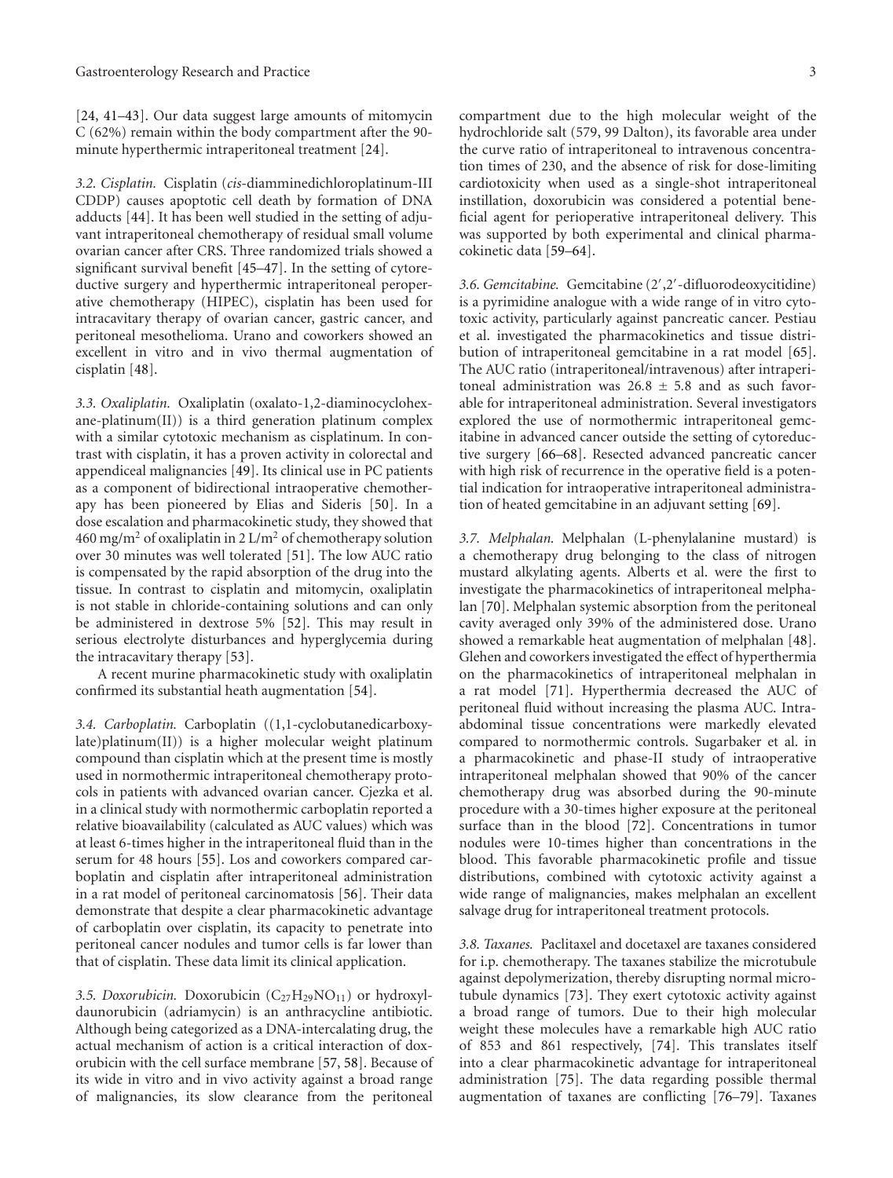[24, 41–43]. Our data suggest large amounts of mitomycin C (62%) remain within the body compartment after the 90-minute hyperthermic intraperitoneal treatment [24].

*3.2. Cisplatin.* Cisplatin (*cis*-diamminedichloroplatinum-III CDDP) causes apoptotic cell death by formation of DNA adducts [44]. It has been well studied in the setting of adjuvant intraperitoneal chemotherapy of residual small volume ovarian cancer after CRS. Three randomized trials showed a significant survival benefit [45–47]. In the setting of cytoreductive surgery and hyperthermic intraperitoneal peroperative chemotherapy (HIPEC), cisplatin has been used for intracavitary therapy of ovarian cancer, gastric cancer, and peritoneal mesothelioma. Urano and coworkers showed an excellent in vitro and in vivo thermal augmentation of cisplatin [48].

*3.3. Oxaliplatin.* Oxaliplatin (oxalato-1,2-diaminocyclohexane-platinum(II)) is a third generation platinum complex with a similar cytotoxic mechanism as cisplatinum. In contrast with cisplatin, it has a proven activity in colorectal and appendiceal malignancies [49]. Its clinical use in PC patients as a component of bidirectional intraoperative chemotherapy has been pioneered by Elias and Sideris [50]. In a dose escalation and pharmacokinetic study, they showed that 460 mg/m$^2$ of oxaliplatin in 2 L/m$^2$ of chemotherapy solution over 30 minutes was well tolerated [51]. The low AUC ratio is compensated by the rapid absorption of the drug into the tissue. In contrast to cisplatin and mitomycin, oxaliplatin is not stable in chloride-containing solutions and can only be administered in dextrose 5% [52]. This may result in serious electrolyte disturbances and hyperglycemia during the intracavitary therapy [53].

A recent murine pharmacokinetic study with oxaliplatin confirmed its substantial heath augmentation [54].

*3.4. Carboplatin.* Carboplatin ((1,1-cyclobutanedicarboxylate)platinum(II)) is a higher molecular weight platinum compound than cisplatin which at the present time is mostly used in normothermic intraperitoneal chemotherapy protocols in patients with advanced ovarian cancer. Cjezka et al. in a clinical study with normothermic carboplatin reported a relative bioavailability (calculated as AUC values) which was at least 6-times higher in the intraperitoneal fluid than in the serum for 48 hours [55]. Los and coworkers compared carboplatin and cisplatin after intraperitoneal administration in a rat model of peritoneal carcinomatosis [56]. Their data demonstrate that despite a clear pharmacokinetic advantage of carboplatin over cisplatin, its capacity to penetrate into peritoneal cancer nodules and tumor cells is far lower than that of cisplatin. These data limit its clinical application.

*3.5. Doxorubicin.* Doxorubicin ($C_{27}H_{29}NO_{11}$) or hydroxyldaunorubicin (adriamycin) is an anthracycline antibiotic. Although being categorized as a DNA-intercalating drug, the actual mechanism of action is a critical interaction of doxorubicin with the cell surface membrane [57, 58]. Because of its wide in vitro and in vivo activity against a broad range of malignancies, its slow clearance from the peritoneal compartment due to the high molecular weight of the hydrochloride salt (579, 99 Dalton), its favorable area under the curve ratio of intraperitoneal to intravenous concentration times of 230, and the absence of risk for dose-limiting cardiotoxicity when used as a single-shot intraperitoneal instillation, doxorubicin was considered a potential beneficial agent for perioperative intraperitoneal delivery. This was supported by both experimental and clinical pharmacokinetic data [59–64].

*3.6. Gemcitabine.* Gemcitabine (2′,2′-difluorodeoxycitidine) is a pyrimidine analogue with a wide range of in vitro cytotoxic activity, particularly against pancreatic cancer. Pestiau et al. investigated the pharmacokinetics and tissue distribution of intraperitoneal gemcitabine in a rat model [65]. The AUC ratio (intraperitoneal/intravenous) after intraperitoneal administration was $26.8 \pm 5.8$ and as such favorable for intraperitoneal administration. Several investigators explored the use of normothermic intraperitoneal gemcitabine in advanced cancer outside the setting of cytoreductive surgery [66–68]. Resected advanced pancreatic cancer with high risk of recurrence in the operative field is a potential indication for intraoperative intraperitoneal administration of heated gemcitabine in an adjuvant setting [69].

*3.7. Melphalan.* Melphalan (L-phenylalanine mustard) is a chemotherapy drug belonging to the class of nitrogen mustard alkylating agents. Alberts et al. were the first to investigate the pharmacokinetics of intraperitoneal melphalan [70]. Melphalan systemic absorption from the peritoneal cavity averaged only 39% of the administered dose. Urano showed a remarkable heat augmentation of melphalan [48]. Glehen and coworkers investigated the effect of hyperthermia on the pharmacokinetics of intraperitoneal melphalan in a rat model [71]. Hyperthermia decreased the AUC of peritoneal fluid without increasing the plasma AUC. Intra-abdominal tissue concentrations were markedly elevated compared to normothermic controls. Sugarbaker et al. in a pharmacokinetic and phase-II study of intraoperative intraperitoneal melphalan showed that 90% of the cancer chemotherapy drug was absorbed during the 90-minute procedure with a 30-times higher exposure at the peritoneal surface than in the blood [72]. Concentrations in tumor nodules were 10-times higher than concentrations in the blood. This favorable pharmacokinetic profile and tissue distributions, combined with cytotoxic activity against a wide range of malignancies, makes melphalan an excellent salvage drug for intraperitoneal treatment protocols.

*3.8. Taxanes.* Paclitaxel and docetaxel are taxanes considered for i.p. chemotherapy. The taxanes stabilize the microtubule against depolymerization, thereby disrupting normal microtubule dynamics [73]. They exert cytotoxic activity against a broad range of tumors. Due to their high molecular weight these molecules have a remarkable high AUC ratio of 853 and 861 respectively, [74]. This translates itself into a clear pharmacokinetic advantage for intraperitoneal administration [75]. The data regarding possible thermal augmentation of taxanes are conflicting [76–79]. Taxanes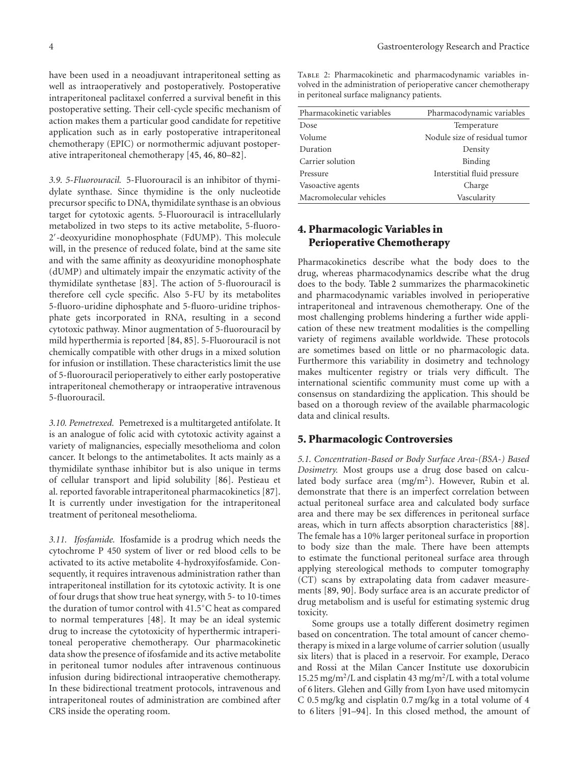have been used in a neoadjuvant intraperitoneal setting as well as intraoperatively and postoperatively. Postoperative intraperitoneal paclitaxel conferred a survival benefit in this postoperative setting. Their cell-cycle specific mechanism of action makes them a particular good candidate for repetitive application such as in early postoperative intraperitoneal chemotherapy (EPIC) or normothermic adjuvant postoperative intraperitoneal chemotherapy [45, 46, 80–82].

*3.9. 5-Fluorouracil.* 5-Fluorouracil is an inhibitor of thymidylate synthase. Since thymidine is the only nucleotide precursor specific to DNA, thymidilate synthase is an obvious target for cytotoxic agents. 5-Fluorouracil is intracellularly metabolized in two steps to its active metabolite, 5-fluoro-2′-deoxyuridine monophosphate (FdUMP). This molecule will, in the presence of reduced folate, bind at the same site and with the same affinity as deoxyuridine monophosphate (dUMP) and ultimately impair the enzymatic activity of the thymidilate synthetase [83]. The action of 5-fluorouracil is therefore cell cycle specific. Also 5-FU by its metabolites 5-fluoro-uridine diphosphate and 5-fluoro-uridine triphosphate gets incorporated in RNA, resulting in a second cytotoxic pathway. Minor augmentation of 5-fluorouracil by mild hyperthermia is reported [84, 85]. 5-Fluorouracil is not chemically compatible with other drugs in a mixed solution for infusion or instillation. These characteristics limit the use of 5-fluorouracil perioperatively to either early postoperative intraperitoneal chemotherapy or intraoperative intravenous 5-fluorouracil.

*3.10. Pemetrexed.* Pemetrexed is a multitargeted antifolate. It is an analogue of folic acid with cytotoxic activity against a variety of malignancies, especially mesothelioma and colon cancer. It belongs to the antimetabolites. It acts mainly as a thymidilate synthase inhibitor but is also unique in terms of cellular transport and lipid solubility [86]. Pestieau et al. reported favorable intraperitoneal pharmacokinetics [87]. It is currently under investigation for the intraperitoneal treatment of peritoneal mesothelioma.

*3.11. Ifosfamide.* Ifosfamide is a prodrug which needs the cytochrome P 450 system of liver or red blood cells to be activated to its active metabolite 4-hydroxyifosfamide. Consequently, it requires intravenous administration rather than intraperitoneal instillation for its cytotoxic activity. It is one of four drugs that show true heat synergy, with 5- to 10-times the duration of tumor control with 41.5°C heat as compared to normal temperatures [48]. It may be an ideal systemic drug to increase the cytotoxicity of hyperthermic intraperitoneal peroperative chemotherapy. Our pharmacokinetic data show the presence of ifosfamide and its active metabolite in peritoneal tumor nodules after intravenous continuous infusion during bidirectional intraoperative chemotherapy. In these bidirectional treatment protocols, intravenous and intraperitoneal routes of administration are combined after CRS inside the operating room.

Table 2: Pharmacokinetic and pharmacodynamic variables involved in the administration of perioperative cancer chemotherapy in peritoneal surface malignancy patients.

| Pharmacokinetic variables | Pharmacodynamic variables |
|---|---|
| Dose | Temperature |
| Volume | Nodule size of residual tumor |
| Duration | Density |
| Carrier solution | Binding |
| Pressure | Interstitial fluid pressure |
| Vasoactive agents | Charge |
| Macromolecular vehicles | Vascularity |

## 4. Pharmacologic Variables in Perioperative Chemotherapy

Pharmacokinetics describe what the body does to the drug, whereas pharmacodynamics describe what the drug does to the body. Table 2 summarizes the pharmacokinetic and pharmacodynamic variables involved in perioperative intraperitoneal and intravenous chemotherapy. One of the most challenging problems hindering a further wide application of these new treatment modalities is the compelling variety of regimens available worldwide. These protocols are sometimes based on little or no pharmacologic data. Furthermore this variability in dosimetry and technology makes multicenter registry or trials very difficult. The international scientific community must come up with a consensus on standardizing the application. This should be based on a thorough review of the available pharmacologic data and clinical results.

## 5. Pharmacologic Controversies

*5.1. Concentration-Based or Body Surface Area-(BSA-) Based Dosimetry.* Most groups use a drug dose based on calculated body surface area (mg/m$^2$). However, Rubin et al. demonstrate that there is an imperfect correlation between actual peritoneal surface area and calculated body surface area and there may be sex differences in peritoneal surface areas, which in turn affects absorption characteristics [88]. The female has a 10% larger peritoneal surface in proportion to body size than the male. There have been attempts to estimate the functional peritoneal surface area through applying stereological methods to computer tomography (CT) scans by extrapolating data from cadaver measurements [89, 90]. Body surface area is an accurate predictor of drug metabolism and is useful for estimating systemic drug toxicity.

Some groups use a totally different dosimetry regimen based on concentration. The total amount of cancer chemotherapy is mixed in a large volume of carrier solution (usually six liters) that is placed in a reservoir. For example, Deraco and Rossi at the Milan Cancer Institute use doxorubicin 15.25 mg/m$^2$/L and cisplatin 43 mg/m$^2$/L with a total volume of 6 liters. Glehen and Gilly from Lyon have used mitomycin C 0.5 mg/kg and cisplatin 0.7 mg/kg in a total volume of 4 to 6 liters [91–94]. In this closed method, the amount of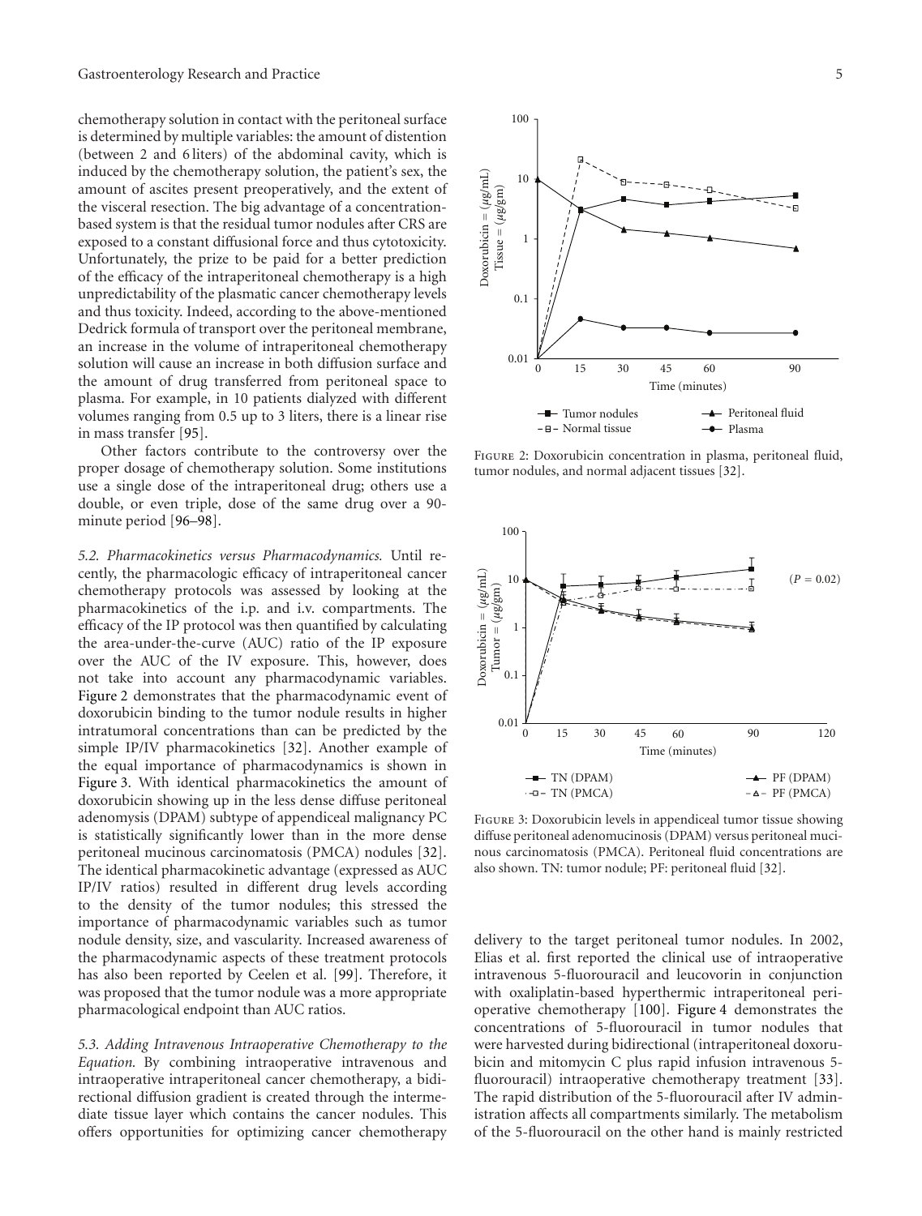chemotherapy solution in contact with the peritoneal surface is determined by multiple variables: the amount of distention (between 2 and 6 liters) of the abdominal cavity, which is induced by the chemotherapy solution, the patient's sex, the amount of ascites present preoperatively, and the extent of the visceral resection. The big advantage of a concentration-based system is that the residual tumor nodules after CRS are exposed to a constant diffusional force and thus cytotoxicity. Unfortunately, the prize to be paid for a better prediction of the efficacy of the intraperitoneal chemotherapy is a high unpredictability of the plasmatic cancer chemotherapy levels and thus toxicity. Indeed, according to the above-mentioned Dedrick formula of transport over the peritoneal membrane, an increase in the volume of intraperitoneal chemotherapy solution will cause an increase in both diffusion surface and the amount of drug transferred from peritoneal space to plasma. For example, in 10 patients dialyzed with different volumes ranging from 0.5 up to 3 liters, there is a linear rise in mass transfer [95].

Other factors contribute to the controversy over the proper dosage of chemotherapy solution. Some institutions use a single dose of the intraperitoneal drug; others use a double, or even triple, dose of the same drug over a 90-minute period [96–98].

*5.2. Pharmacokinetics versus Pharmacodynamics.* Until recently, the pharmacologic efficacy of intraperitoneal cancer chemotherapy protocols was assessed by looking at the pharmacokinetics of the i.p. and i.v. compartments. The efficacy of the IP protocol was then quantified by calculating the area-under-the-curve (AUC) ratio of the IP exposure over the AUC of the IV exposure. This, however, does not take into account any pharmacodynamic variables. Figure 2 demonstrates that the pharmacodynamic event of doxorubicin binding to the tumor nodule results in higher intratumoral concentrations than can be predicted by the simple IP/IV pharmacokinetics [32]. Another example of the equal importance of pharmacodynamics is shown in Figure 3. With identical pharmacokinetics the amount of doxorubicin showing up in the less dense diffuse peritoneal adenomysis (DPAM) subtype of appendiceal malignancy PC is statistically significantly lower than in the more dense peritoneal mucinous carcinomatosis (PMCA) nodules [32]. The identical pharmacokinetic advantage (expressed as AUC IP/IV ratios) resulted in different drug levels according to the density of the tumor nodules; this stressed the importance of pharmacodynamic variables such as tumor nodule density, size, and vascularity. Increased awareness of the pharmacodynamic aspects of these treatment protocols has also been reported by Ceelen et al. [99]. Therefore, it was proposed that the tumor nodule was a more appropriate pharmacological endpoint than AUC ratios.

*5.3. Adding Intravenous Intraoperative Chemotherapy to the Equation.* By combining intraoperative intravenous and intraoperative intraperitoneal cancer chemotherapy, a bidirectional diffusion gradient is created through the intermediate tissue layer which contains the cancer nodules. This offers opportunities for optimizing cancer chemotherapy delivery to the target peritoneal tumor nodules. In 2002, Elias et al. first reported the clinical use of intraoperative intravenous 5-fluorouracil and leucovorin in conjunction with oxaliplatin-based hyperthermic intraperitoneal perioperative chemotherapy [100]. Figure 4 demonstrates the concentrations of 5-fluorouracil in tumor nodules that were harvested during bidirectional (intraperitoneal doxorubicin and mitomycin C plus rapid infusion intravenous 5-fluorouracil) intraoperative chemotherapy treatment [33]. The rapid distribution of the 5-fluorouracil after IV administration affects all compartments similarly. The metabolism of the 5-fluorouracil on the other hand is mainly restricted

Figure 2: Doxorubicin concentration in plasma, peritoneal fluid, tumor nodules, and normal adjacent tissues [32].

Figure 3: Doxorubicin levels in appendiceal tumor tissue showing diffuse peritoneal adenomucinosis (DPAM) versus peritoneal mucinous carcinomatosis (PMCA). Peritoneal fluid concentrations are also shown. TN: tumor nodule; PF: peritoneal fluid [32].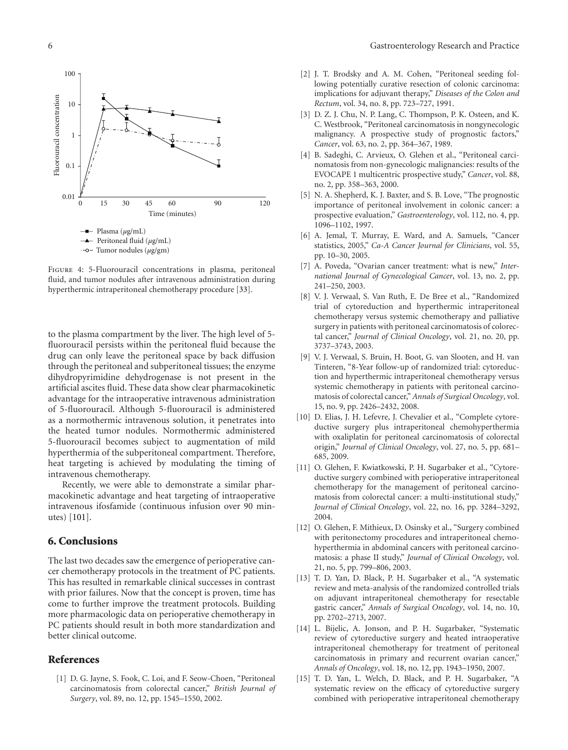Figure 4: 5-Fluorouracil concentrations in plasma, peritoneal fluid, and tumor nodules after intravenous administration during hyperthermic intraperitoneal chemotherapy procedure [33].

to the plasma compartment by the liver. The high level of 5-fluorouracil persists within the peritoneal fluid because the drug can only leave the peritoneal space by back diffusion through the peritoneal and subperitoneal tissues; the enzyme dihydropyrimidine dehydrogenase is not present in the artificial ascites fluid. These data show clear pharmacokinetic advantage for the intraoperative intravenous administration of 5-fluorouracil. Although 5-fluorouracil is administered as a normothermic intravenous solution, it penetrates into the heated tumor nodules. Normothermic administered 5-fluorouracil becomes subject to augmentation of mild hyperthermia of the subperitoneal compartment. Therefore, heat targeting is achieved by modulating the timing of intravenous chemotherapy.

Recently, we were able to demonstrate a similar pharmacokinetic advantage and heat targeting of intraoperative intravenous ifosfamide (continuous infusion over 90 minutes) [101].

## 6. Conclusions

The last two decades saw the emergence of perioperative cancer chemotherapy protocols in the treatment of PC patients. This has resulted in remarkable clinical successes in contrast with prior failures. Now that the concept is proven, time has come to further improve the treatment protocols. Building more pharmacologic data on perioperative chemotherapy in PC patients should result in both more standardization and better clinical outcome.

## References

[1] D. G. Jayne, S. Fook, C. Loi, and F. Seow-Choen, "Peritoneal carcinomatosis from colorectal cancer," *British Journal of Surgery*, vol. 89, no. 12, pp. 1545–1550, 2002.

[2] J. T. Brodsky and A. M. Cohen, "Peritoneal seeding following potentially curative resection of colonic carcinoma: implications for adjuvant therapy," *Diseases of the Colon and Rectum*, vol. 34, no. 8, pp. 723–727, 1991.

[3] D. Z. J. Chu, N. P. Lang, C. Thompson, P. K. Osteen, and K. C. Westbrook, "Peritoneal carcinomatosis in nongynecologic malignancy. A prospective study of prognostic factors," *Cancer*, vol. 63, no. 2, pp. 364–367, 1989.

[4] B. Sadeghi, C. Arvieux, O. Glehen et al., "Peritoneal carcinomatosis from non-gynecologic malignancies: results of the EVOCAPE 1 multicentric prospective study," *Cancer*, vol. 88, no. 2, pp. 358–363, 2000.

[5] N. A. Shepherd, K. J. Baxter, and S. B. Love, "The prognostic importance of peritoneal involvement in colonic cancer: a prospective evaluation," *Gastroenterology*, vol. 112, no. 4, pp. 1096–1102, 1997.

[6] A. Jemal, T. Murray, E. Ward, and A. Samuels, "Cancer statistics, 2005," *Ca-A Cancer Journal for Clinicians*, vol. 55, pp. 10–30, 2005.

[7] A. Poveda, "Ovarian cancer treatment: what is new," *International Journal of Gynecological Cancer*, vol. 13, no. 2, pp. 241–250, 2003.

[8] V. J. Verwaal, S. Van Ruth, E. De Bree et al., "Randomized trial of cytoreduction and hyperthermic intraperitoneal chemotherapy versus systemic chemotherapy and palliative surgery in patients with peritoneal carcinomatosis of colorectal cancer," *Journal of Clinical Oncology*, vol. 21, no. 20, pp. 3737–3743, 2003.

[9] V. J. Verwaal, S. Bruin, H. Boot, G. van Slooten, and H. van Tinteren, "8-Year follow-up of randomized trial: cytoreduction and hyperthermic intraperitoneal chemotherapy versus systemic chemotherapy in patients with peritoneal carcinomatosis of colorectal cancer," *Annals of Surgical Oncology*, vol. 15, no. 9, pp. 2426–2432, 2008.

[10] D. Elias, J. H. Lefevre, J. Chevalier et al., "Complete cytoreductive surgery plus intraperitoneal chemohyperthermia with oxaliplatin for peritoneal carcinomatosis of colorectal origin," *Journal of Clinical Oncology*, vol. 27, no. 5, pp. 681–685, 2009.

[11] O. Glehen, F. Kwiatkowski, P. H. Sugarbaker et al., "Cytoreductive surgery combined with perioperative intraperitoneal chemotherapy for the management of peritoneal carcinomatosis from colorectal cancer: a multi-institutional study," *Journal of Clinical Oncology*, vol. 22, no. 16, pp. 3284–3292, 2004.

[12] O. Glehen, F. Mithieux, D. Osinsky et al., "Surgery combined with peritonectomy procedures and intraperitoneal chemohyperthermia in abdominal cancers with peritoneal carcinomatosis: a phase II study," *Journal of Clinical Oncology*, vol. 21, no. 5, pp. 799–806, 2003.

[13] T. D. Yan, D. Black, P. H. Sugarbaker et al., "A systematic review and meta-analysis of the randomized controlled trials on adjuvant intraperitoneal chemotherapy for resectable gastric cancer," *Annals of Surgical Oncology*, vol. 14, no. 10, pp. 2702–2713, 2007.

[14] L. Bijelic, A. Jonson, and P. H. Sugarbaker, "Systematic review of cytoreductive surgery and heated intraoperative intraperitoneal chemotherapy for treatment of peritoneal carcinomatosis in primary and recurrent ovarian cancer," *Annals of Oncology*, vol. 18, no. 12, pp. 1943–1950, 2007.

[15] T. D. Yan, L. Welch, D. Black, and P. H. Sugarbaker, "A systematic review on the efficacy of cytoreductive surgery combined with perioperative intraperitoneal chemotherapy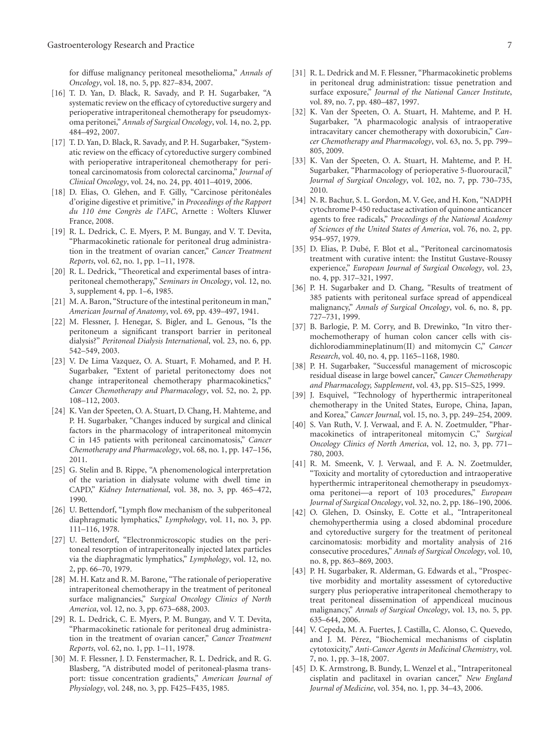for diffuse malignancy peritoneal mesothelioma," *Annals of Oncology*, vol. 18, no. 5, pp. 827–834, 2007.

[16] T. D. Yan, D. Black, R. Savady, and P. H. Sugarbaker, "A systematic review on the efficacy of cytoreductive surgery and perioperative intraperitoneal chemotherapy for pseudomyxoma peritonei," *Annals of Surgical Oncology*, vol. 14, no. 2, pp. 484–492, 2007.

[17] T. D. Yan, D. Black, R. Savady, and P. H. Sugarbaker, "Systematic review on the efficacy of cytoreductive surgery combined with perioperative intraperitoneal chemotherapy for peritoneal carcinomatosis from colorectal carcinoma," *Journal of Clinical Oncology*, vol. 24, no. 24, pp. 4011–4019, 2006.

[18] D. Elias, O. Glehen, and F. Gilly, "Carcinose péritonéales d'origine digestive et primitive," in *Proceedings of the Rapport du 110 éme Congrès de l'AFC*, Arnette : Wolters Kluwer France, 2008.

[19] R. L. Dedrick, C. E. Myers, P. M. Bungay, and V. T. Devita, "Pharmacokinetic rationale for peritoneal drug administration in the treatment of ovarian cancer," *Cancer Treatment Reports*, vol. 62, no. 1, pp. 1–11, 1978.

[20] R. L. Dedrick, "Theoretical and experimental bases of intraperitoneal chemotherapy," *Seminars in Oncology*, vol. 12, no. 3, supplement 4, pp. 1–6, 1985.

[21] M. A. Baron, "Structure of the intestinal peritoneum in man," *American Journal of Anatomy*, vol. 69, pp. 439–497, 1941.

[22] M. Flessner, J. Henegar, S. Bigler, and L. Genous, "Is the peritoneum a significant transport barrier in peritoneal dialysis?" *Peritoneal Dialysis International*, vol. 23, no. 6, pp. 542–549, 2003.

[23] V. De Lima Vazquez, O. A. Stuart, F. Mohamed, and P. H. Sugarbaker, "Extent of parietal peritonectomy does not change intraperitoneal chemotherapy pharmacokinetics," *Cancer Chemotherapy and Pharmacology*, vol. 52, no. 2, pp. 108–112, 2003.

[24] K. Van der Speeten, O. A. Stuart, D. Chang, H. Mahteme, and P. H. Sugarbaker, "Changes induced by surgical and clinical factors in the pharmacology of intraperitoneal mitomycin C in 145 patients with peritoneal carcinomatosis," *Cancer Chemotherapy and Pharmacology*, vol. 68, no. 1, pp. 147–156, 2011.

[25] G. Stelin and B. Rippe, "A phenomenological interpretation of the variation in dialysate volume with dwell time in CAPD," *Kidney International*, vol. 38, no. 3, pp. 465–472, 1990.

[26] U. Bettendorf, "Lymph flow mechanism of the subperitoneal diaphragmatic lymphatics," *Lymphology*, vol. 11, no. 3, pp. 111–116, 1978.

[27] U. Bettendorf, "Electronmicroscopic studies on the peritoneal resorption of intraperitoneally injected latex particles via the diaphragmatic lymphatics," *Lymphology*, vol. 12, no. 2, pp. 66–70, 1979.

[28] M. H. Katz and R. M. Barone, "The rationale of perioperative intraperitoneal chemotherapy in the treatment of peritoneal surface malignancies," *Surgical Oncology Clinics of North America*, vol. 12, no. 3, pp. 673–688, 2003.

[29] R. L. Dedrick, C. E. Myers, P. M. Bungay, and V. T. Devita, "Pharmacokinetic rationale for peritoneal drug administration in the treatment of ovarian cancer," *Cancer Treatment Reports*, vol. 62, no. 1, pp. 1–11, 1978.

[30] M. F. Flessner, J. D. Fenstermacher, R. L. Dedrick, and R. G. Blasberg, "A distributed model of peritoneal-plasma transport: tissue concentration gradients," *American Journal of Physiology*, vol. 248, no. 3, pp. F425–F435, 1985.

[31] R. L. Dedrick and M. F. Flessner, "Pharmacokinetic problems in peritoneal drug administration: tissue penetration and surface exposure," *Journal of the National Cancer Institute*, vol. 89, no. 7, pp. 480–487, 1997.

[32] K. Van der Speeten, O. A. Stuart, H. Mahteme, and P. H. Sugarbaker, "A pharmacologic analysis of intraoperative intracavitary cancer chemotherapy with doxorubicin," *Cancer Chemotherapy and Pharmacology*, vol. 63, no. 5, pp. 799–805, 2009.

[33] K. Van der Speeten, O. A. Stuart, H. Mahteme, and P. H. Sugarbaker, "Pharmacology of perioperative 5-fluorouracil," *Journal of Surgical Oncology*, vol. 102, no. 7, pp. 730–735, 2010.

[34] N. R. Bachur, S. L. Gordon, M. V. Gee, and H. Kon, "NADPH cytochrome P-450 reductase activation of quinone anticancer agents to free radicals," *Proceedings of the National Academy of Sciences of the United States of America*, vol. 76, no. 2, pp. 954–957, 1979.

[35] D. Elias, P. Dubé, F. Blot et al., "Peritoneal carcinomatosis treatment with curative intent: the Institut Gustave-Roussy experience," *European Journal of Surgical Oncology*, vol. 23, no. 4, pp. 317–321, 1997.

[36] P. H. Sugarbaker and D. Chang, "Results of treatment of 385 patients with peritoneal surface spread of appendiceal malignancy," *Annals of Surgical Oncology*, vol. 6, no. 8, pp. 727–731, 1999.

[37] B. Barlogie, P. M. Corry, and B. Drewinko, "In vitro thermochemotherapy of human colon cancer cells with cis-dichlorodiammineplatinum(II) and mitomycin C," *Cancer Research*, vol. 40, no. 4, pp. 1165–1168, 1980.

[38] P. H. Sugarbaker, "Successful management of microscopic residual disease in large bowel cancer," *Cancer Chemotherapy and Pharmacology, Supplement*, vol. 43, pp. S15–S25, 1999.

[39] J. Esquivel, "Technology of hyperthermic intraperitoneal chemotherapy in the United States, Europe, China, Japan, and Korea," *Cancer Journal*, vol. 15, no. 3, pp. 249–254, 2009.

[40] S. Van Ruth, V. J. Verwaal, and F. A. N. Zoetmulder, "Pharmacokinetics of intraperitoneal mitomycin C," *Surgical Oncology Clinics of North America*, vol. 12, no. 3, pp. 771–780, 2003.

[41] R. M. Smeenk, V. J. Verwaal, and F. A. N. Zoetmulder, "Toxicity and mortality of cytoreduction and intraoperative hyperthermic intraperitoneal chemotherapy in pseudomyxoma peritonei—a report of 103 procedures," *European Journal of Surgical Oncology*, vol. 32, no. 2, pp. 186–190, 2006.

[42] O. Glehen, D. Osinsky, E. Cotte et al., "Intraperitoneal chemohyperthermia using a closed abdominal procedure and cytoreductive surgery for the treatment of peritoneal carcinomatosis: morbidity and mortality analysis of 216 consecutive procedures," *Annals of Surgical Oncology*, vol. 10, no. 8, pp. 863–869, 2003.

[43] P. H. Sugarbaker, R. Alderman, G. Edwards et al., "Prospective morbidity and mortality assessment of cytoreductive surgery plus perioperative intraperitoneal chemotherapy to treat peritoneal dissemination of appendiceal mucinous malignancy," *Annals of Surgical Oncology*, vol. 13, no. 5, pp. 635–644, 2006.

[44] V. Cepeda, M. A. Fuertes, J. Castilla, C. Alonso, C. Quevedo, and J. M. Pérez, "Biochemical mechanisms of cisplatin cytotoxicity," *Anti-Cancer Agents in Medicinal Chemistry*, vol. 7, no. 1, pp. 3–18, 2007.

[45] D. K. Armstrong, B. Bundy, L. Wenzel et al., "Intraperitoneal cisplatin and paclitaxel in ovarian cancer," *New England Journal of Medicine*, vol. 354, no. 1, pp. 34–43, 2006.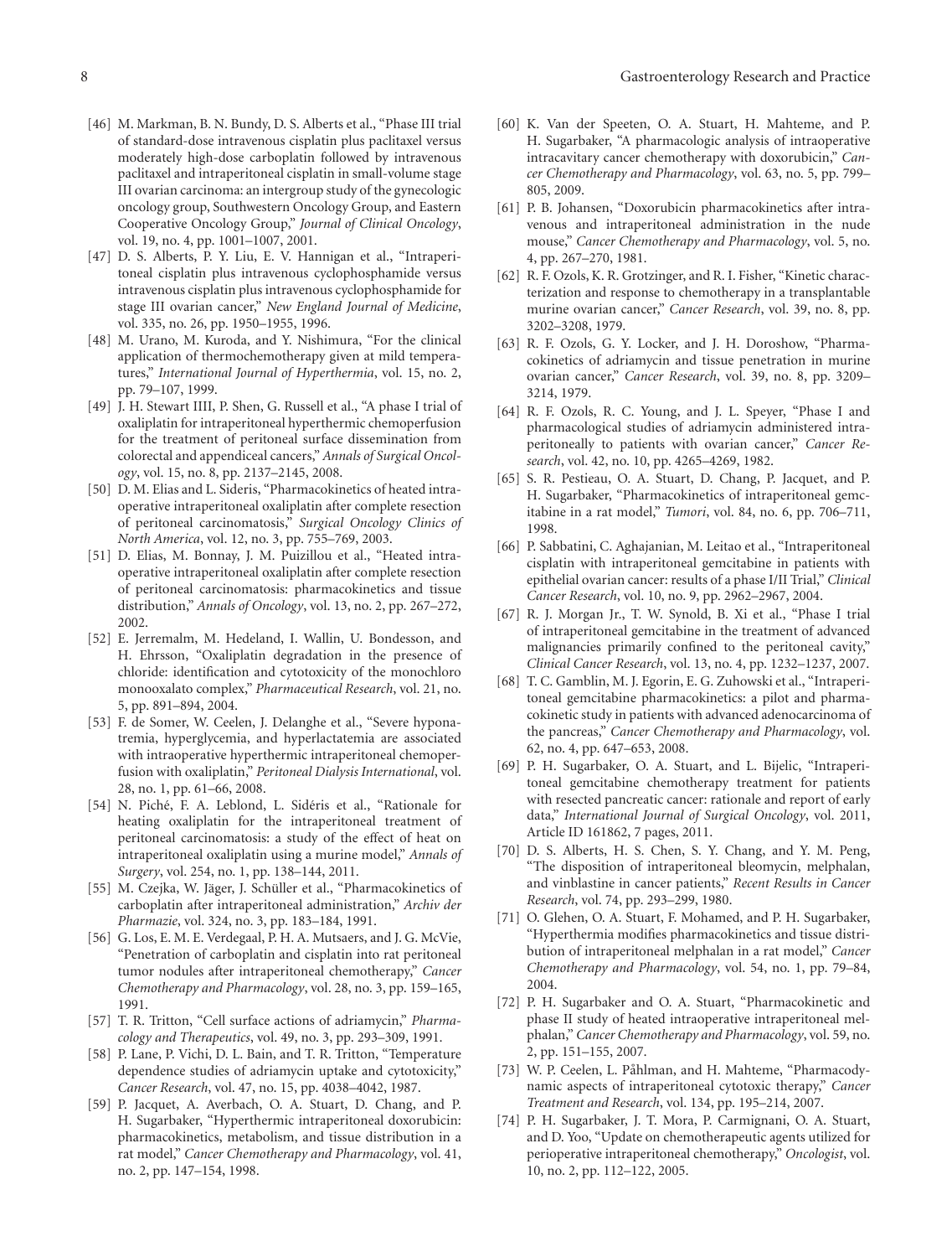[46] M. Markman, B. N. Bundy, D. S. Alberts et al., "Phase III trial of standard-dose intravenous cisplatin plus paclitaxel versus moderately high-dose carboplatin followed by intravenous paclitaxel and intraperitoneal cisplatin in small-volume stage III ovarian carcinoma: an intergroup study of the gynecologic oncology group, Southwestern Oncology Group, and Eastern Cooperative Oncology Group," *Journal of Clinical Oncology*, vol. 19, no. 4, pp. 1001–1007, 2001.

[47] D. S. Alberts, P. Y. Liu, E. V. Hannigan et al., "Intraperitoneal cisplatin plus intravenous cyclophosphamide versus intravenous cisplatin plus intravenous cyclophosphamide for stage III ovarian cancer," *New England Journal of Medicine*, vol. 335, no. 26, pp. 1950–1955, 1996.

[48] M. Urano, M. Kuroda, and Y. Nishimura, "For the clinical application of thermochemotherapy given at mild temperatures," *International Journal of Hyperthermia*, vol. 15, no. 2, pp. 79–107, 1999.

[49] J. H. Stewart IIII, P. Shen, G. Russell et al., "A phase I trial of oxaliplatin for intraperitoneal hyperthermic chemoperfusion for the treatment of peritoneal surface dissemination from colorectal and appendiceal cancers," *Annals of Surgical Oncology*, vol. 15, no. 8, pp. 2137–2145, 2008.

[50] D. M. Elias and L. Sideris, "Pharmacokinetics of heated intraoperative intraperitoneal oxaliplatin after complete resection of peritoneal carcinomatosis," *Surgical Oncology Clinics of North America*, vol. 12, no. 3, pp. 755–769, 2003.

[51] D. Elias, M. Bonnay, J. M. Puizillou et al., "Heated intraoperative intraperitoneal oxaliplatin after complete resection of peritoneal carcinomatosis: pharmacokinetics and tissue distribution," *Annals of Oncology*, vol. 13, no. 2, pp. 267–272, 2002.

[52] E. Jerremalm, M. Hedeland, I. Wallin, U. Bondesson, and H. Ehrsson, "Oxaliplatin degradation in the presence of chloride: identification and cytotoxicity of the monochloro monooxalato complex," *Pharmaceutical Research*, vol. 21, no. 5, pp. 891–894, 2004.

[53] F. de Somer, W. Ceelen, J. Delanghe et al., "Severe hyponatremia, hyperglycemia, and hyperlactatemia are associated with intraoperative hyperthermic intraperitoneal chemoperfusion with oxaliplatin," *Peritoneal Dialysis International*, vol. 28, no. 1, pp. 61–66, 2008.

[54] N. Piché, F. A. Leblond, L. Sidéris et al., "Rationale for heating oxaliplatin for the intraperitoneal treatment of peritoneal carcinomatosis: a study of the effect of heat on intraperitoneal oxaliplatin using a murine model," *Annals of Surgery*, vol. 254, no. 1, pp. 138–144, 2011.

[55] M. Czejka, W. Jäger, J. Schüller et al., "Pharmacokinetics of carboplatin after intraperitoneal administration," *Archiv der Pharmazie*, vol. 324, no. 3, pp. 183–184, 1991.

[56] G. Los, E. M. E. Verdegaal, P. H. A. Mutsaers, and J. G. McVie, "Penetration of carboplatin and cisplatin into rat peritoneal tumor nodules after intraperitoneal chemotherapy," *Cancer Chemotherapy and Pharmacology*, vol. 28, no. 3, pp. 159–165, 1991.

[57] T. R. Tritton, "Cell surface actions of adriamycin," *Pharmacology and Therapeutics*, vol. 49, no. 3, pp. 293–309, 1991.

[58] P. Lane, P. Vichi, D. L. Bain, and T. R. Tritton, "Temperature dependence studies of adriamycin uptake and cytotoxicity," *Cancer Research*, vol. 47, no. 15, pp. 4038–4042, 1987.

[59] P. Jacquet, A. Averbach, O. A. Stuart, D. Chang, and P. H. Sugarbaker, "Hyperthermic intraperitoneal doxorubicin: pharmacokinetics, metabolism, and tissue distribution in a rat model," *Cancer Chemotherapy and Pharmacology*, vol. 41, no. 2, pp. 147–154, 1998.

[60] K. Van der Speeten, O. A. Stuart, H. Mahteme, and P. H. Sugarbaker, "A pharmacologic analysis of intraoperative intracavitary cancer chemotherapy with doxorubicin," *Cancer Chemotherapy and Pharmacology*, vol. 63, no. 5, pp. 799–805, 2009.

[61] P. B. Johansen, "Doxorubicin pharmacokinetics after intravenous and intraperitoneal administration in the nude mouse," *Cancer Chemotherapy and Pharmacology*, vol. 5, no. 4, pp. 267–270, 1981.

[62] R. F. Ozols, K. R. Grotzinger, and R. I. Fisher, "Kinetic characterization and response to chemotherapy in a transplantable murine ovarian cancer," *Cancer Research*, vol. 39, no. 8, pp. 3202–3208, 1979.

[63] R. F. Ozols, G. Y. Locker, and J. H. Doroshow, "Pharmacokinetics of adriamycin and tissue penetration in murine ovarian cancer," *Cancer Research*, vol. 39, no. 8, pp. 3209–3214, 1979.

[64] R. F. Ozols, R. C. Young, and J. L. Speyer, "Phase I and pharmacological studies of adriamycin administered intraperitoneally to patients with ovarian cancer," *Cancer Research*, vol. 42, no. 10, pp. 4265–4269, 1982.

[65] S. R. Pestieau, O. A. Stuart, D. Chang, P. Jacquet, and P. H. Sugarbaker, "Pharmacokinetics of intraperitoneal gemcitabine in a rat model," *Tumori*, vol. 84, no. 6, pp. 706–711, 1998.

[66] P. Sabbatini, C. Aghajanian, M. Leitao et al., "Intraperitoneal cisplatin with intraperitoneal gemcitabine in patients with epithelial ovarian cancer: results of a phase I/II Trial," *Clinical Cancer Research*, vol. 10, no. 9, pp. 2962–2967, 2004.

[67] R. J. Morgan Jr., T. W. Synold, B. Xi et al., "Phase I trial of intraperitoneal gemcitabine in the treatment of advanced malignancies primarily confined to the peritoneal cavity," *Clinical Cancer Research*, vol. 13, no. 4, pp. 1232–1237, 2007.

[68] T. C. Gamblin, M. J. Egorin, E. G. Zuhowski et al., "Intraperitoneal gemcitabine pharmacokinetics: a pilot and pharmacokinetic study in patients with advanced adenocarcinoma of the pancreas," *Cancer Chemotherapy and Pharmacology*, vol. 62, no. 4, pp. 647–653, 2008.

[69] P. H. Sugarbaker, O. A. Stuart, and L. Bijelic, "Intraperitoneal gemcitabine chemotherapy treatment for patients with resected pancreatic cancer: rationale and report of early data," *International Journal of Surgical Oncology*, vol. 2011, Article ID 161862, 7 pages, 2011.

[70] D. S. Alberts, H. S. Chen, S. Y. Chang, and Y. M. Peng, "The disposition of intraperitoneal bleomycin, melphalan, and vinblastine in cancer patients," *Recent Results in Cancer Research*, vol. 74, pp. 293–299, 1980.

[71] O. Glehen, O. A. Stuart, F. Mohamed, and P. H. Sugarbaker, "Hyperthermia modifies pharmacokinetics and tissue distribution of intraperitoneal melphalan in a rat model," *Cancer Chemotherapy and Pharmacology*, vol. 54, no. 1, pp. 79–84, 2004.

[72] P. H. Sugarbaker and O. A. Stuart, "Pharmacokinetic and phase II study of heated intraoperative intraperitoneal melphalan," *Cancer Chemotherapy and Pharmacology*, vol. 59, no. 2, pp. 151–155, 2007.

[73] W. P. Ceelen, L. Påhlman, and H. Mahteme, "Pharmacodynamic aspects of intraperitoneal cytotoxic therapy," *Cancer Treatment and Research*, vol. 134, pp. 195–214, 2007.

[74] P. H. Sugarbaker, J. T. Mora, P. Carmignani, O. A. Stuart, and D. Yoo, "Update on chemotherapeutic agents utilized for perioperative intraperitoneal chemotherapy," *Oncologist*, vol. 10, no. 2, pp. 112–122, 2005.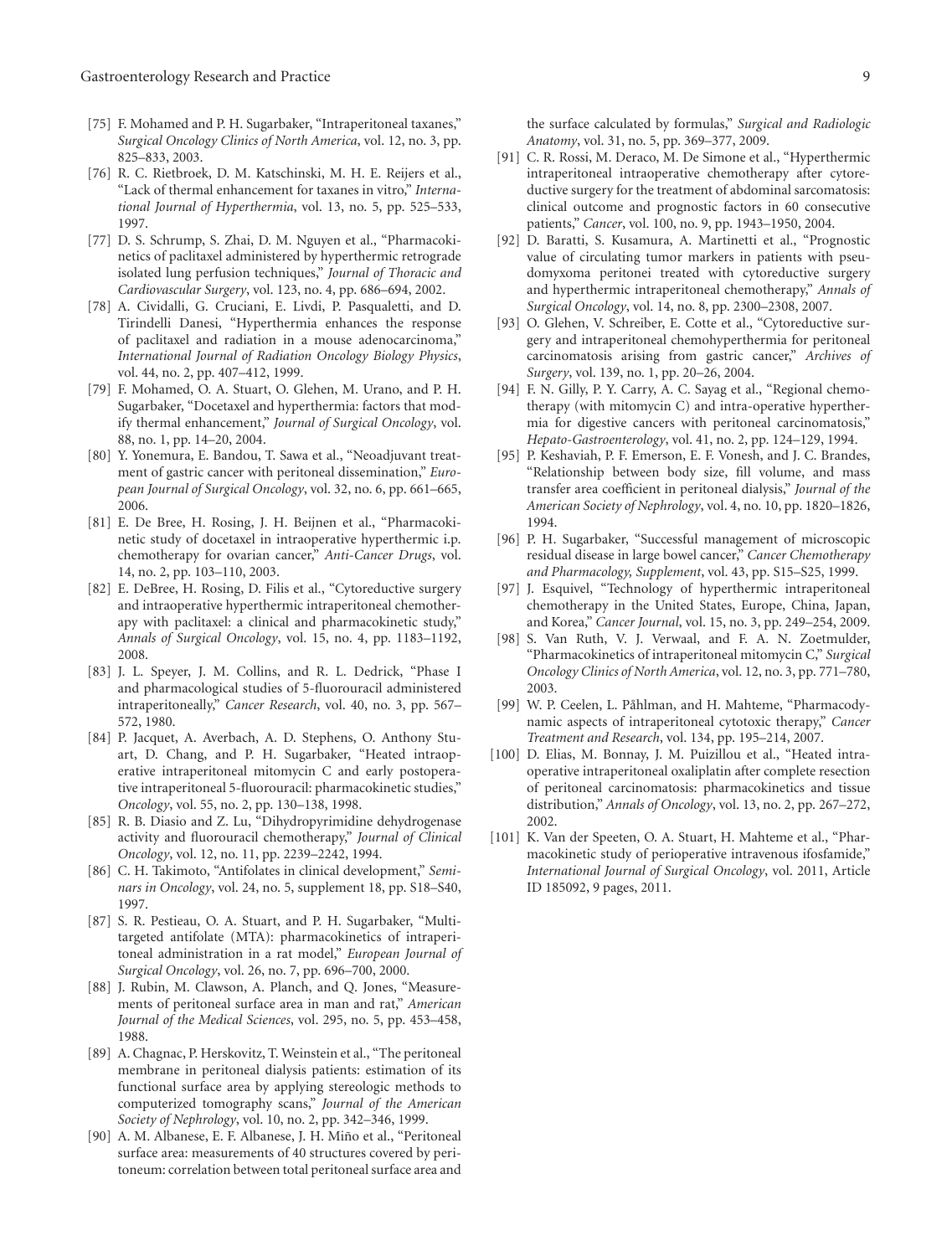[75] F. Mohamed and P. H. Sugarbaker, "Intraperitoneal taxanes," *Surgical Oncology Clinics of North America*, vol. 12, no. 3, pp. 825–833, 2003.

[76] R. C. Rietbroek, D. M. Katschinski, M. H. E. Reijers et al., "Lack of thermal enhancement for taxanes in vitro," *International Journal of Hyperthermia*, vol. 13, no. 5, pp. 525–533, 1997.

[77] D. S. Schrump, S. Zhai, D. M. Nguyen et al., "Pharmacokinetics of paclitaxel administered by hyperthermic retrograde isolated lung perfusion techniques," *Journal of Thoracic and Cardiovascular Surgery*, vol. 123, no. 4, pp. 686–694, 2002.

[78] A. Cividalli, G. Cruciani, E. Livdi, P. Pasqualetti, and D. Tirindelli Danesi, "Hyperthermia enhances the response of paclitaxel and radiation in a mouse adenocarcinoma," *International Journal of Radiation Oncology Biology Physics*, vol. 44, no. 2, pp. 407–412, 1999.

[79] F. Mohamed, O. A. Stuart, O. Glehen, M. Urano, and P. H. Sugarbaker, "Docetaxel and hyperthermia: factors that modify thermal enhancement," *Journal of Surgical Oncology*, vol. 88, no. 1, pp. 14–20, 2004.

[80] Y. Yonemura, E. Bandou, T. Sawa et al., "Neoadjuvant treatment of gastric cancer with peritoneal dissemination," *European Journal of Surgical Oncology*, vol. 32, no. 6, pp. 661–665, 2006.

[81] E. De Bree, H. Rosing, J. H. Beijnen et al., "Pharmacokinetic study of docetaxel in intraoperative hyperthermic i.p. chemotherapy for ovarian cancer," *Anti-Cancer Drugs*, vol. 14, no. 2, pp. 103–110, 2003.

[82] E. DeBree, H. Rosing, D. Filis et al., "Cytoreductive surgery and intraoperative hyperthermic intraperitoneal chemotherapy with paclitaxel: a clinical and pharmacokinetic study," *Annals of Surgical Oncology*, vol. 15, no. 4, pp. 1183–1192, 2008.

[83] J. L. Speyer, J. M. Collins, and R. L. Dedrick, "Phase I and pharmacological studies of 5-fluorouracil administered intraperitoneally," *Cancer Research*, vol. 40, no. 3, pp. 567–572, 1980.

[84] P. Jacquet, A. Averbach, A. D. Stephens, O. Anthony Stuart, D. Chang, and P. H. Sugarbaker, "Heated intraoperative intraperitoneal mitomycin C and early postoperative intraperitoneal 5-fluorouracil: pharmacokinetic studies," *Oncology*, vol. 55, no. 2, pp. 130–138, 1998.

[85] R. B. Diasio and Z. Lu, "Dihydropyrimidine dehydrogenase activity and fluorouracil chemotherapy," *Journal of Clinical Oncology*, vol. 12, no. 11, pp. 2239–2242, 1994.

[86] C. H. Takimoto, "Antifolates in clinical development," *Seminars in Oncology*, vol. 24, no. 5, supplement 18, pp. S18–S40, 1997.

[87] S. R. Pestieau, O. A. Stuart, and P. H. Sugarbaker, "Multi-targeted antifolate (MTA): pharmacokinetics of intraperitoneal administration in a rat model," *European Journal of Surgical Oncology*, vol. 26, no. 7, pp. 696–700, 2000.

[88] J. Rubin, M. Clawson, A. Planch, and Q. Jones, "Measurements of peritoneal surface area in man and rat," *American Journal of the Medical Sciences*, vol. 295, no. 5, pp. 453–458, 1988.

[89] A. Chagnac, P. Herskovitz, T. Weinstein et al., "The peritoneal membrane in peritoneal dialysis patients: estimation of its functional surface area by applying stereologic methods to computerized tomography scans," *Journal of the American Society of Nephrology*, vol. 10, no. 2, pp. 342–346, 1999.

[90] A. M. Albanese, E. F. Albanese, J. H. Miño et al., "Peritoneal surface area: measurements of 40 structures covered by peritoneum: correlation between total peritoneal surface area and the surface calculated by formulas," *Surgical and Radiologic Anatomy*, vol. 31, no. 5, pp. 369–377, 2009.

[91] C. R. Rossi, M. Deraco, M. De Simone et al., "Hyperthermic intraperitoneal intraoperative chemotherapy after cytoreductive surgery for the treatment of abdominal sarcomatosis: clinical outcome and prognostic factors in 60 consecutive patients," *Cancer*, vol. 100, no. 9, pp. 1943–1950, 2004.

[92] D. Baratti, S. Kusamura, A. Martinetti et al., "Prognostic value of circulating tumor markers in patients with pseudomyxoma peritonei treated with cytoreductive surgery and hyperthermic intraperitoneal chemotherapy," *Annals of Surgical Oncology*, vol. 14, no. 8, pp. 2300–2308, 2007.

[93] O. Glehen, V. Schreiber, E. Cotte et al., "Cytoreductive surgery and intraperitoneal chemohyperthermia for peritoneal carcinomatosis arising from gastric cancer," *Archives of Surgery*, vol. 139, no. 1, pp. 20–26, 2004.

[94] F. N. Gilly, P. Y. Carry, A. C. Sayag et al., "Regional chemotherapy (with mitomycin C) and intra-operative hyperthermia for digestive cancers with peritoneal carcinomatosis," *Hepato-Gastroenterology*, vol. 41, no. 2, pp. 124–129, 1994.

[95] P. Keshaviah, P. F. Emerson, E. F. Vonesh, and J. C. Brandes, "Relationship between body size, fill volume, and mass transfer area coefficient in peritoneal dialysis," *Journal of the American Society of Nephrology*, vol. 4, no. 10, pp. 1820–1826, 1994.

[96] P. H. Sugarbaker, "Successful management of microscopic residual disease in large bowel cancer," *Cancer Chemotherapy and Pharmacology, Supplement*, vol. 43, pp. S15–S25, 1999.

[97] J. Esquivel, "Technology of hyperthermic intraperitoneal chemotherapy in the United States, Europe, China, Japan, and Korea," *Cancer Journal*, vol. 15, no. 3, pp. 249–254, 2009.

[98] S. Van Ruth, V. J. Verwaal, and F. A. N. Zoetmulder, "Pharmacokinetics of intraperitoneal mitomycin C," *Surgical Oncology Clinics of North America*, vol. 12, no. 3, pp. 771–780, 2003.

[99] W. P. Ceelen, L. Påhlman, and H. Mahteme, "Pharmacodynamic aspects of intraperitoneal cytotoxic therapy," *Cancer Treatment and Research*, vol. 134, pp. 195–214, 2007.

[100] D. Elias, M. Bonnay, J. M. Puizillou et al., "Heated intra-operative intraperitoneal oxaliplatin after complete resection of peritoneal carcinomatosis: pharmacokinetics and tissue distribution," *Annals of Oncology*, vol. 13, no. 2, pp. 267–272, 2002.

[101] K. Van der Speeten, O. A. Stuart, H. Mahteme et al., "Pharmacokinetic study of perioperative intravenous ifosfamide," *International Journal of Surgical Oncology*, vol. 2011, Article ID 185092, 9 pages, 2011.